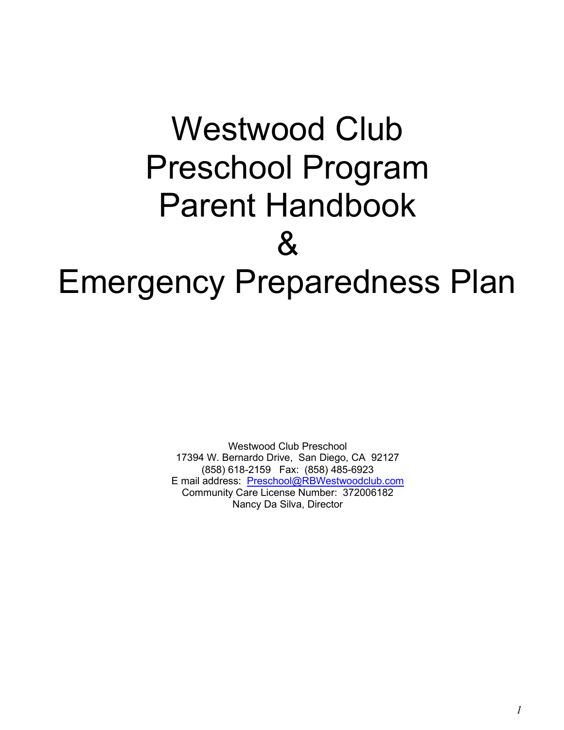# Westwood Club Preschool Program Parent Handbook & Emergency Preparedness Plan

Westwood Club Preschool
17394 W. Bernardo Drive, San Diego, CA 92127
(858) 618-2159 Fax: (858) 485-6923
E mail address: Preschool@RBWestwoodclub.com
Community Care License Number: 372006182
Nancy Da Silva, Director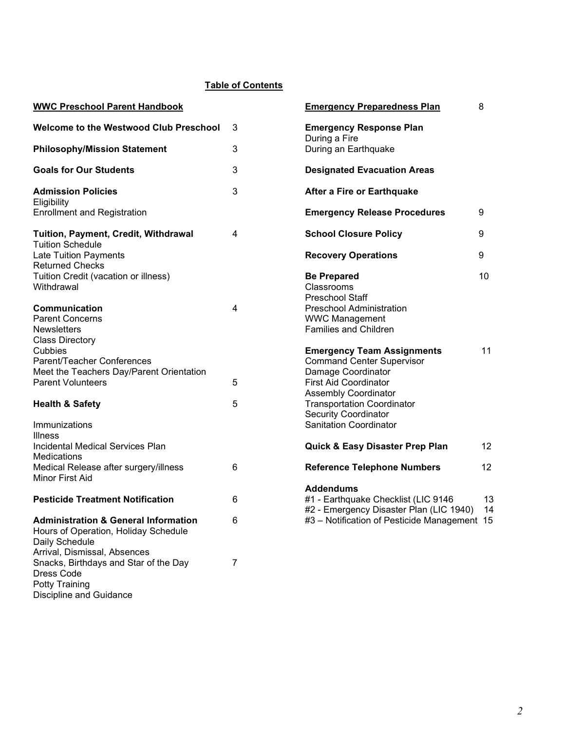## Table of Contents

**WWC Preschool Parent Handbook**

**Welcome to the Westwood Club Preschool** 3

**Philosophy/Mission Statement** 3

**Goals for Our Students** 3

**Admission Policies** 3
Eligibility
Enrollment and Registration

**Tuition, Payment, Credit, Withdrawal** 4
Tuition Schedule
Late Tuition Payments
Returned Checks
Tuition Credit (vacation or illness)
Withdrawal

**Communication** 4
Parent Concerns
Newsletters
Class Directory
Cubbies
Parent/Teacher Conferences
Meet the Teachers Day/Parent Orientation
Parent Volunteers 5

**Health & Safety** 5

Immunizations
Illness
Incidental Medical Services Plan
Medications
Medical Release after surgery/illness 6
Minor First Aid

**Pesticide Treatment Notification** 6

**Administration & General Information** 6
Hours of Operation, Holiday Schedule
Daily Schedule
Arrival, Dismissal, Absences
Snacks, Birthdays and Star of the Day 7
Dress Code
Potty Training
Discipline and Guidance

**Emergency Preparedness Plan** 8

**Emergency Response Plan**
During a Fire
During an Earthquake

**Designated Evacuation Areas**

**After a Fire or Earthquake**

**Emergency Release Procedures** 9

**School Closure Policy** 9

**Recovery Operations** 9

**Be Prepared** 10
Classrooms
Preschool Staff
Preschool Administration
WWC Management
Families and Children

**Emergency Team Assignments** 11
Command Center Supervisor
Damage Coordinator
First Aid Coordinator
Assembly Coordinator
Transportation Coordinator
Security Coordinator
Sanitation Coordinator

**Quick & Easy Disaster Prep Plan** 12

**Reference Telephone Numbers** 12

**Addendums**
#1 - Earthquake Checklist (LIC 9146 13
#2 - Emergency Disaster Plan (LIC 1940) 14
#3 – Notification of Pesticide Management 15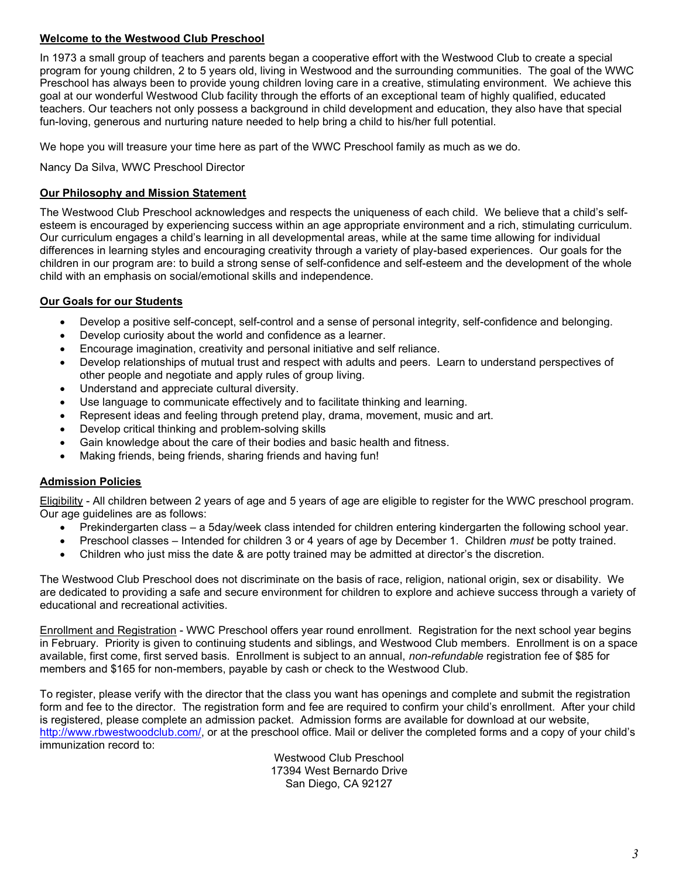## Welcome to the Westwood Club Preschool

In 1973 a small group of teachers and parents began a cooperative effort with the Westwood Club to create a special program for young children, 2 to 5 years old, living in Westwood and the surrounding communities. The goal of the WWC Preschool has always been to provide young children loving care in a creative, stimulating environment. We achieve this goal at our wonderful Westwood Club facility through the efforts of an exceptional team of highly qualified, educated teachers. Our teachers not only possess a background in child development and education, they also have that special fun-loving, generous and nurturing nature needed to help bring a child to his/her full potential.

We hope you will treasure your time here as part of the WWC Preschool family as much as we do.

Nancy Da Silva, WWC Preschool Director

## Our Philosophy and Mission Statement

The Westwood Club Preschool acknowledges and respects the uniqueness of each child. We believe that a child's self-esteem is encouraged by experiencing success within an age appropriate environment and a rich, stimulating curriculum. Our curriculum engages a child's learning in all developmental areas, while at the same time allowing for individual differences in learning styles and encouraging creativity through a variety of play-based experiences. Our goals for the children in our program are: to build a strong sense of self-confidence and self-esteem and the development of the whole child with an emphasis on social/emotional skills and independence.

## Our Goals for our Students

- Develop a positive self-concept, self-control and a sense of personal integrity, self-confidence and belonging.
- Develop curiosity about the world and confidence as a learner.
- Encourage imagination, creativity and personal initiative and self reliance.
- Develop relationships of mutual trust and respect with adults and peers. Learn to understand perspectives of other people and negotiate and apply rules of group living.
- Understand and appreciate cultural diversity.
- Use language to communicate effectively and to facilitate thinking and learning.
- Represent ideas and feeling through pretend play, drama, movement, music and art.
- Develop critical thinking and problem-solving skills
- Gain knowledge about the care of their bodies and basic health and fitness.
- Making friends, being friends, sharing friends and having fun!

## Admission Policies

Eligibility - All children between 2 years of age and 5 years of age are eligible to register for the WWC preschool program. Our age guidelines are as follows:

- Prekindergarten class – a 5day/week class intended for children entering kindergarten the following school year.
- Preschool classes – Intended for children 3 or 4 years of age by December 1. Children *must* be potty trained.
- Children who just miss the date & are potty trained may be admitted at director's the discretion.

The Westwood Club Preschool does not discriminate on the basis of race, religion, national origin, sex or disability. We are dedicated to providing a safe and secure environment for children to explore and achieve success through a variety of educational and recreational activities.

Enrollment and Registration - WWC Preschool offers year round enrollment. Registration for the next school year begins in February. Priority is given to continuing students and siblings, and Westwood Club members. Enrollment is on a space available, first come, first served basis. Enrollment is subject to an annual, *non-refundable* registration fee of $85 for members and $165 for non-members, payable by cash or check to the Westwood Club.

To register, please verify with the director that the class you want has openings and complete and submit the registration form and fee to the director. The registration form and fee are required to confirm your child's enrollment. After your child is registered, please complete an admission packet. Admission forms are available for download at our website, http://www.rbwestwoodclub.com/, or at the preschool office. Mail or deliver the completed forms and a copy of your child's immunization record to:

Westwood Club Preschool
17394 West Bernardo Drive
San Diego, CA 92127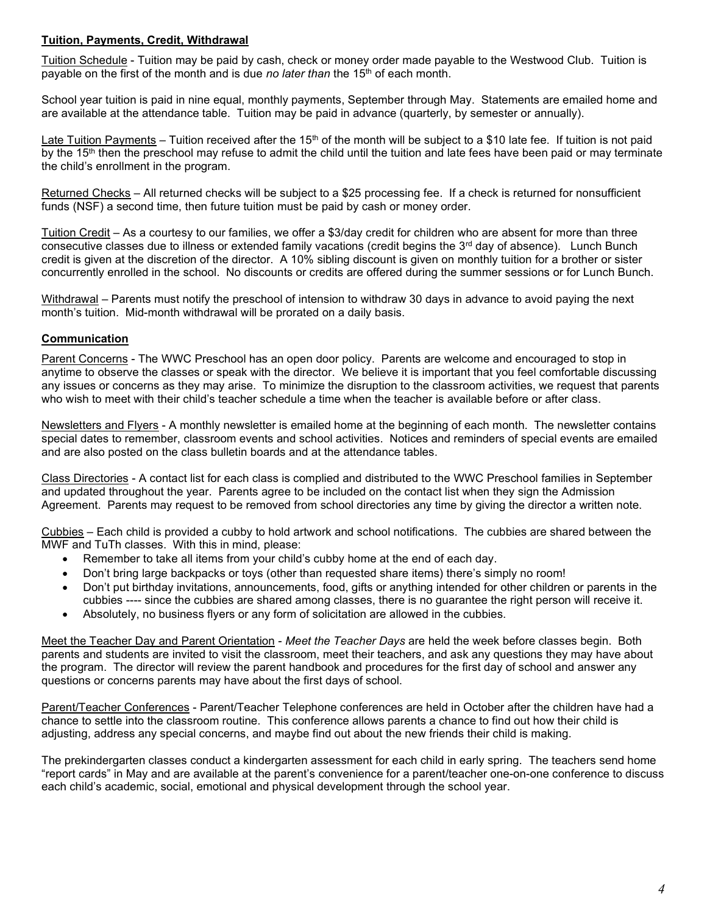## Tuition, Payments, Credit, Withdrawal

Tuition Schedule - Tuition may be paid by cash, check or money order made payable to the Westwood Club. Tuition is payable on the first of the month and is due *no later than* the 15th of each month.

School year tuition is paid in nine equal, monthly payments, September through May. Statements are emailed home and are available at the attendance table. Tuition may be paid in advance (quarterly, by semester or annually).

Late Tuition Payments – Tuition received after the 15th of the month will be subject to a $10 late fee. If tuition is not paid by the 15th then the preschool may refuse to admit the child until the tuition and late fees have been paid or may terminate the child's enrollment in the program.

Returned Checks – All returned checks will be subject to a $25 processing fee. If a check is returned for nonsufficient funds (NSF) a second time, then future tuition must be paid by cash or money order.

Tuition Credit – As a courtesy to our families, we offer a $3/day credit for children who are absent for more than three consecutive classes due to illness or extended family vacations (credit begins the 3rd day of absence). Lunch Bunch credit is given at the discretion of the director. A 10% sibling discount is given on monthly tuition for a brother or sister concurrently enrolled in the school. No discounts or credits are offered during the summer sessions or for Lunch Bunch.

Withdrawal – Parents must notify the preschool of intension to withdraw 30 days in advance to avoid paying the next month's tuition. Mid-month withdrawal will be prorated on a daily basis.

## Communication

Parent Concerns - The WWC Preschool has an open door policy. Parents are welcome and encouraged to stop in anytime to observe the classes or speak with the director. We believe it is important that you feel comfortable discussing any issues or concerns as they may arise. To minimize the disruption to the classroom activities, we request that parents who wish to meet with their child's teacher schedule a time when the teacher is available before or after class.

Newsletters and Flyers - A monthly newsletter is emailed home at the beginning of each month. The newsletter contains special dates to remember, classroom events and school activities. Notices and reminders of special events are emailed and are also posted on the class bulletin boards and at the attendance tables.

Class Directories - A contact list for each class is complied and distributed to the WWC Preschool families in September and updated throughout the year. Parents agree to be included on the contact list when they sign the Admission Agreement. Parents may request to be removed from school directories any time by giving the director a written note.

Cubbies – Each child is provided a cubby to hold artwork and school notifications. The cubbies are shared between the MWF and TuTh classes. With this in mind, please:

- Remember to take all items from your child's cubby home at the end of each day.
- Don't bring large backpacks or toys (other than requested share items) there's simply no room!
- Don't put birthday invitations, announcements, food, gifts or anything intended for other children or parents in the cubbies ---- since the cubbies are shared among classes, there is no guarantee the right person will receive it.
- Absolutely, no business flyers or any form of solicitation are allowed in the cubbies.

Meet the Teacher Day and Parent Orientation - *Meet the Teacher Days* are held the week before classes begin. Both parents and students are invited to visit the classroom, meet their teachers, and ask any questions they may have about the program. The director will review the parent handbook and procedures for the first day of school and answer any questions or concerns parents may have about the first days of school.

Parent/Teacher Conferences - Parent/Teacher Telephone conferences are held in October after the children have had a chance to settle into the classroom routine. This conference allows parents a chance to find out how their child is adjusting, address any special concerns, and maybe find out about the new friends their child is making.

The prekindergarten classes conduct a kindergarten assessment for each child in early spring. The teachers send home "report cards" in May and are available at the parent's convenience for a parent/teacher one-on-one conference to discuss each child's academic, social, emotional and physical development through the school year.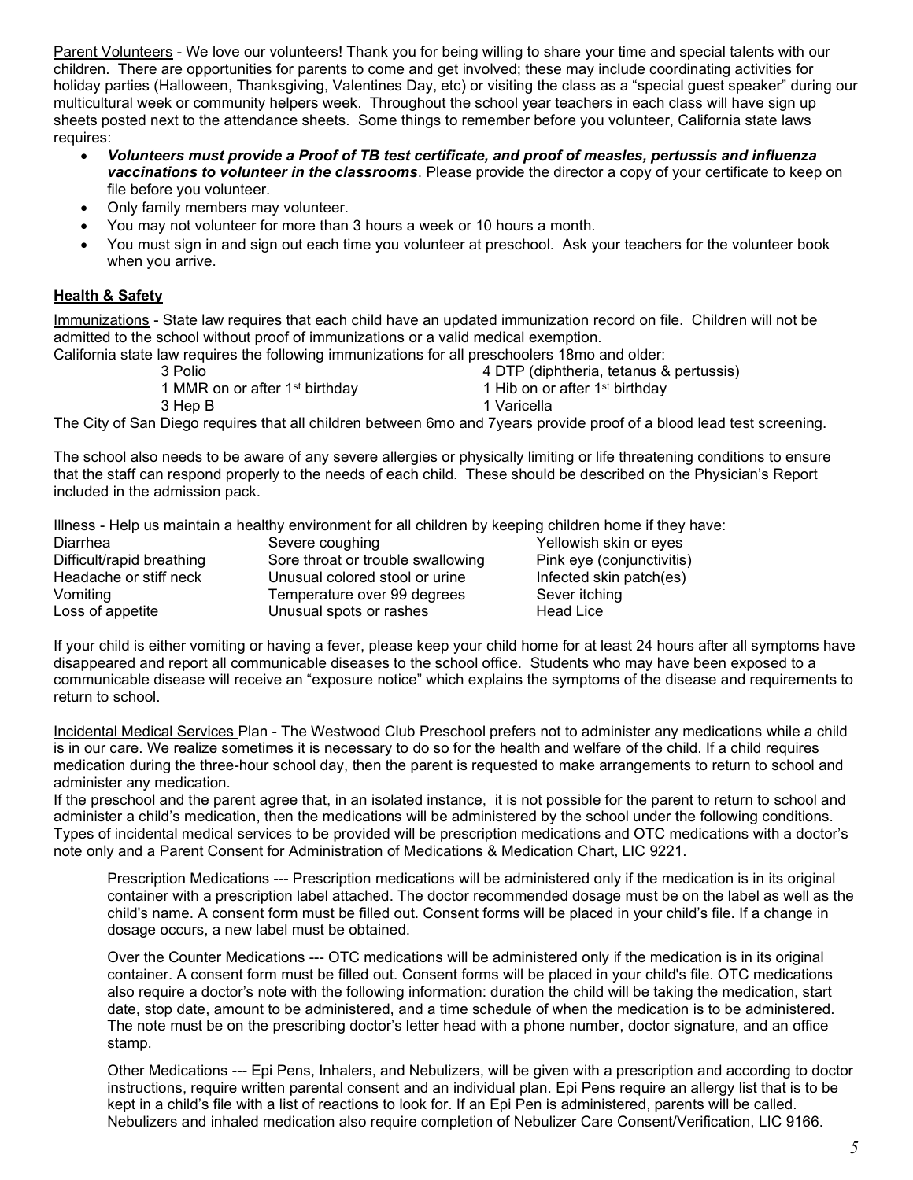Parent Volunteers - We love our volunteers! Thank you for being willing to share your time and special talents with our children. There are opportunities for parents to come and get involved; these may include coordinating activities for holiday parties (Halloween, Thanksgiving, Valentines Day, etc) or visiting the class as a "special guest speaker" during our multicultural week or community helpers week. Throughout the school year teachers in each class will have sign up sheets posted next to the attendance sheets. Some things to remember before you volunteer, California state laws requires:

- ***Volunteers must provide a Proof of TB test certificate, and proof of measles, pertussis and influenza vaccinations to volunteer in the classrooms***. Please provide the director a copy of your certificate to keep on file before you volunteer.
- Only family members may volunteer.
- You may not volunteer for more than 3 hours a week or 10 hours a month.
- You must sign in and sign out each time you volunteer at preschool. Ask your teachers for the volunteer book when you arrive.

## Health & Safety

Immunizations - State law requires that each child have an updated immunization record on file. Children will not be admitted to the school without proof of immunizations or a valid medical exemption.

California state law requires the following immunizations for all preschoolers 18mo and older:

| | |
|---|---|
| 3 Polio | 4 DTP (diphtheria, tetanus & pertussis) |
| 1 MMR on or after 1st birthday | 1 Hib on or after 1st birthday |
| 3 Hep B | 1 Varicella |

The City of San Diego requires that all children between 6mo and 7years provide proof of a blood lead test screening.

The school also needs to be aware of any severe allergies or physically limiting or life threatening conditions to ensure that the staff can respond properly to the needs of each child. These should be described on the Physician's Report included in the admission pack.

Illness - Help us maintain a healthy environment for all children by keeping children home if they have:

| | | |
|---|---|---|
| Diarrhea | Severe coughing | Yellowish skin or eyes |
| Difficult/rapid breathing | Sore throat or trouble swallowing | Pink eye (conjunctivitis) |
| Headache or stiff neck | Unusual colored stool or urine | Infected skin patch(es) |
| Vomiting | Temperature over 99 degrees | Sever itching |
| Loss of appetite | Unusual spots or rashes | Head Lice |

If your child is either vomiting or having a fever, please keep your child home for at least 24 hours after all symptoms have disappeared and report all communicable diseases to the school office. Students who may have been exposed to a communicable disease will receive an "exposure notice" which explains the symptoms of the disease and requirements to return to school.

Incidental Medical Services Plan - The Westwood Club Preschool prefers not to administer any medications while a child is in our care. We realize sometimes it is necessary to do so for the health and welfare of the child. If a child requires medication during the three-hour school day, then the parent is requested to make arrangements to return to school and administer any medication.

If the preschool and the parent agree that, in an isolated instance, it is not possible for the parent to return to school and administer a child's medication, then the medications will be administered by the school under the following conditions. Types of incidental medical services to be provided will be prescription medications and OTC medications with a doctor's note only and a Parent Consent for Administration of Medications & Medication Chart, LIC 9221.

Prescription Medications --- Prescription medications will be administered only if the medication is in its original container with a prescription label attached. The doctor recommended dosage must be on the label as well as the child's name. A consent form must be filled out. Consent forms will be placed in your child's file. If a change in dosage occurs, a new label must be obtained.

Over the Counter Medications --- OTC medications will be administered only if the medication is in its original container. A consent form must be filled out. Consent forms will be placed in your child's file. OTC medications also require a doctor's note with the following information: duration the child will be taking the medication, start date, stop date, amount to be administered, and a time schedule of when the medication is to be administered. The note must be on the prescribing doctor's letter head with a phone number, doctor signature, and an office stamp.

Other Medications --- Epi Pens, Inhalers, and Nebulizers, will be given with a prescription and according to doctor instructions, require written parental consent and an individual plan. Epi Pens require an allergy list that is to be kept in a child's file with a list of reactions to look for. If an Epi Pen is administered, parents will be called. Nebulizers and inhaled medication also require completion of Nebulizer Care Consent/Verification, LIC 9166.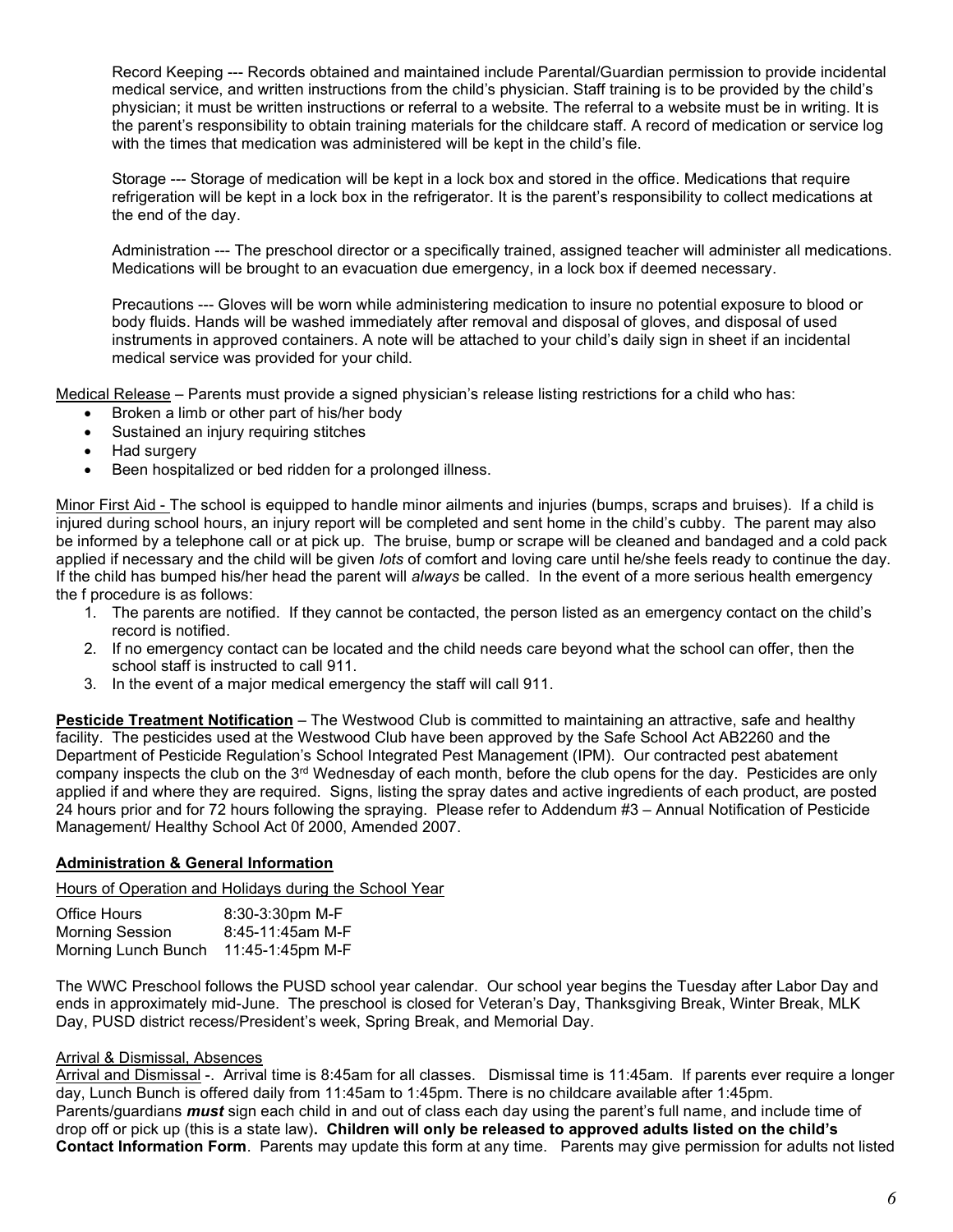Record Keeping --- Records obtained and maintained include Parental/Guardian permission to provide incidental medical service, and written instructions from the child's physician. Staff training is to be provided by the child's physician; it must be written instructions or referral to a website. The referral to a website must be in writing. It is the parent's responsibility to obtain training materials for the childcare staff. A record of medication or service log with the times that medication was administered will be kept in the child's file.

Storage --- Storage of medication will be kept in a lock box and stored in the office. Medications that require refrigeration will be kept in a lock box in the refrigerator. It is the parent's responsibility to collect medications at the end of the day.

Administration --- The preschool director or a specifically trained, assigned teacher will administer all medications. Medications will be brought to an evacuation due emergency, in a lock box if deemed necessary.

Precautions --- Gloves will be worn while administering medication to insure no potential exposure to blood or body fluids. Hands will be washed immediately after removal and disposal of gloves, and disposal of used instruments in approved containers. A note will be attached to your child's daily sign in sheet if an incidental medical service was provided for your child.

Medical Release – Parents must provide a signed physician's release listing restrictions for a child who has:

- Broken a limb or other part of his/her body
- Sustained an injury requiring stitches
- Had surgery
- Been hospitalized or bed ridden for a prolonged illness.

Minor First Aid - The school is equipped to handle minor ailments and injuries (bumps, scraps and bruises). If a child is injured during school hours, an injury report will be completed and sent home in the child's cubby. The parent may also be informed by a telephone call or at pick up. The bruise, bump or scrape will be cleaned and bandaged and a cold pack applied if necessary and the child will be given *lots* of comfort and loving care until he/she feels ready to continue the day. If the child has bumped his/her head the parent will *always* be called. In the event of a more serious health emergency the f procedure is as follows:

1. The parents are notified. If they cannot be contacted, the person listed as an emergency contact on the child's record is notified.
2. If no emergency contact can be located and the child needs care beyond what the school can offer, then the school staff is instructed to call 911.
3. In the event of a major medical emergency the staff will call 911.

**Pesticide Treatment Notification** – The Westwood Club is committed to maintaining an attractive, safe and healthy facility. The pesticides used at the Westwood Club have been approved by the Safe School Act AB2260 and the Department of Pesticide Regulation's School Integrated Pest Management (IPM). Our contracted pest abatement company inspects the club on the 3rd Wednesday of each month, before the club opens for the day. Pesticides are only applied if and where they are required. Signs, listing the spray dates and active ingredients of each product, are posted 24 hours prior and for 72 hours following the spraying. Please refer to Addendum #3 – Annual Notification of Pesticide Management/ Healthy School Act 0f 2000, Amended 2007.

## Administration & General Information

Hours of Operation and Holidays during the School Year

| | |
|---|---|
| Office Hours | 8:30-3:30pm M-F |
| Morning Session | 8:45-11:45am M-F |
| Morning Lunch Bunch | 11:45-1:45pm M-F |

The WWC Preschool follows the PUSD school year calendar. Our school year begins the Tuesday after Labor Day and ends in approximately mid-June. The preschool is closed for Veteran's Day, Thanksgiving Break, Winter Break, MLK Day, PUSD district recess/President's week, Spring Break, and Memorial Day.

Arrival & Dismissal, Absences

Arrival and Dismissal -. Arrival time is 8:45am for all classes. Dismissal time is 11:45am. If parents ever require a longer day, Lunch Bunch is offered daily from 11:45am to 1:45pm. There is no childcare available after 1:45pm. Parents/guardians ***must*** sign each child in and out of class each day using the parent's full name, and include time of drop off or pick up (this is a state law)**. Children will only be released to approved adults listed on the child's Contact Information Form**. Parents may update this form at any time. Parents may give permission for adults not listed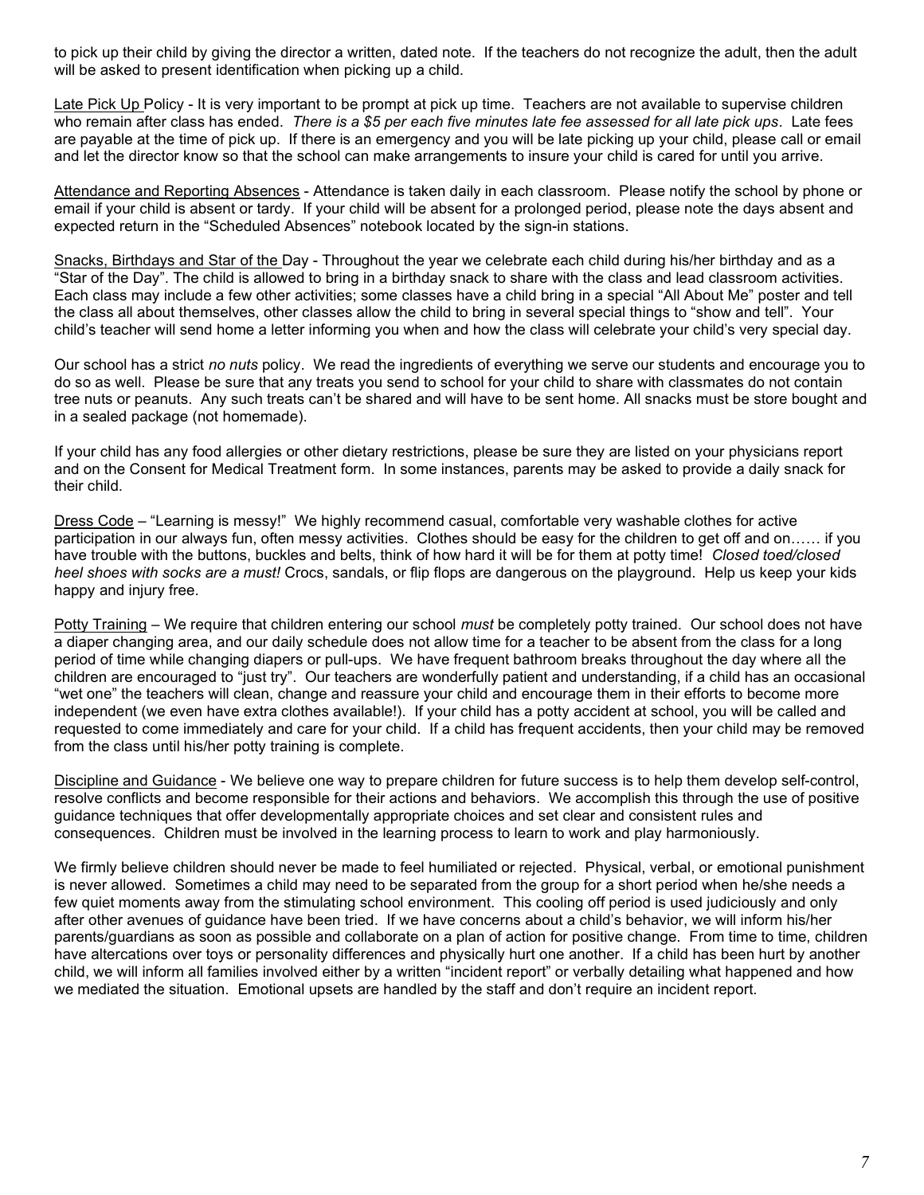to pick up their child by giving the director a written, dated note. If the teachers do not recognize the adult, then the adult will be asked to present identification when picking up a child.

Late Pick Up Policy - It is very important to be prompt at pick up time. Teachers are not available to supervise children who remain after class has ended. *There is a $5 per each five minutes late fee assessed for all late pick ups*. Late fees are payable at the time of pick up. If there is an emergency and you will be late picking up your child, please call or email and let the director know so that the school can make arrangements to insure your child is cared for until you arrive.

Attendance and Reporting Absences - Attendance is taken daily in each classroom. Please notify the school by phone or email if your child is absent or tardy. If your child will be absent for a prolonged period, please note the days absent and expected return in the "Scheduled Absences" notebook located by the sign-in stations.

Snacks, Birthdays and Star of the Day - Throughout the year we celebrate each child during his/her birthday and as a "Star of the Day". The child is allowed to bring in a birthday snack to share with the class and lead classroom activities. Each class may include a few other activities; some classes have a child bring in a special "All About Me" poster and tell the class all about themselves, other classes allow the child to bring in several special things to "show and tell". Your child's teacher will send home a letter informing you when and how the class will celebrate your child's very special day.

Our school has a strict *no nuts* policy. We read the ingredients of everything we serve our students and encourage you to do so as well. Please be sure that any treats you send to school for your child to share with classmates do not contain tree nuts or peanuts. Any such treats can't be shared and will have to be sent home. All snacks must be store bought and in a sealed package (not homemade).

If your child has any food allergies or other dietary restrictions, please be sure they are listed on your physicians report and on the Consent for Medical Treatment form. In some instances, parents may be asked to provide a daily snack for their child.

Dress Code – "Learning is messy!" We highly recommend casual, comfortable very washable clothes for active participation in our always fun, often messy activities. Clothes should be easy for the children to get off and on…… if you have trouble with the buttons, buckles and belts, think of how hard it will be for them at potty time! *Closed toed/closed heel shoes with socks are a must!* Crocs, sandals, or flip flops are dangerous on the playground. Help us keep your kids happy and injury free.

Potty Training – We require that children entering our school *must* be completely potty trained. Our school does not have a diaper changing area, and our daily schedule does not allow time for a teacher to be absent from the class for a long period of time while changing diapers or pull-ups. We have frequent bathroom breaks throughout the day where all the children are encouraged to "just try". Our teachers are wonderfully patient and understanding, if a child has an occasional "wet one" the teachers will clean, change and reassure your child and encourage them in their efforts to become more independent (we even have extra clothes available!). If your child has a potty accident at school, you will be called and requested to come immediately and care for your child. If a child has frequent accidents, then your child may be removed from the class until his/her potty training is complete.

Discipline and Guidance - We believe one way to prepare children for future success is to help them develop self-control, resolve conflicts and become responsible for their actions and behaviors. We accomplish this through the use of positive guidance techniques that offer developmentally appropriate choices and set clear and consistent rules and consequences. Children must be involved in the learning process to learn to work and play harmoniously.

We firmly believe children should never be made to feel humiliated or rejected. Physical, verbal, or emotional punishment is never allowed. Sometimes a child may need to be separated from the group for a short period when he/she needs a few quiet moments away from the stimulating school environment. This cooling off period is used judiciously and only after other avenues of guidance have been tried. If we have concerns about a child's behavior, we will inform his/her parents/guardians as soon as possible and collaborate on a plan of action for positive change. From time to time, children have altercations over toys or personality differences and physically hurt one another. If a child has been hurt by another child, we will inform all families involved either by a written "incident report" or verbally detailing what happened and how we mediated the situation. Emotional upsets are handled by the staff and don't require an incident report.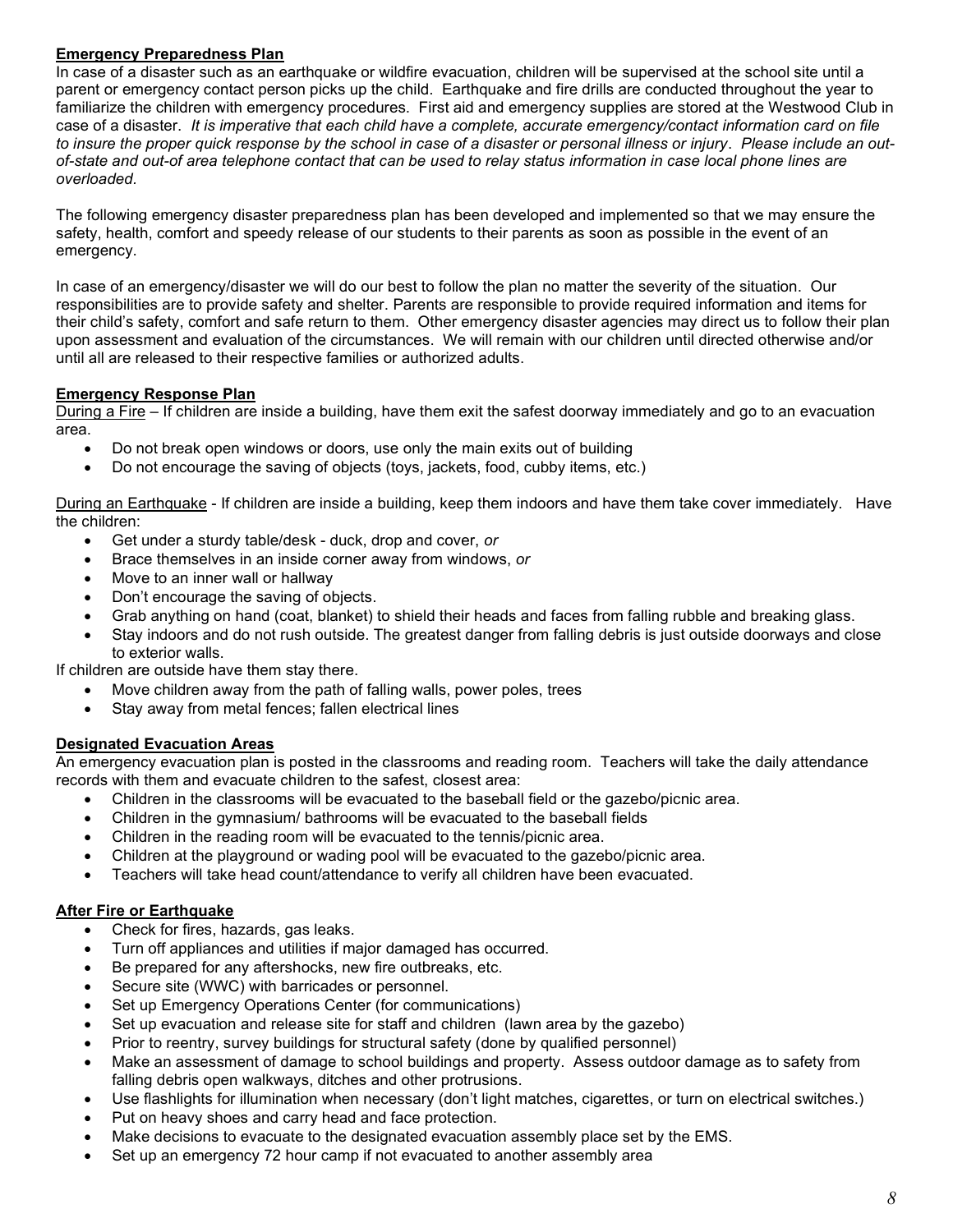**Emergency Preparedness Plan**

In case of a disaster such as an earthquake or wildfire evacuation, children will be supervised at the school site until a parent or emergency contact person picks up the child. Earthquake and fire drills are conducted throughout the year to familiarize the children with emergency procedures. First aid and emergency supplies are stored at the Westwood Club in case of a disaster. *It is imperative that each child have a complete, accurate emergency/contact information card on file to insure the proper quick response by the school in case of a disaster or personal illness or injury. Please include an out-of-state and out-of area telephone contact that can be used to relay status information in case local phone lines are overloaded.*

The following emergency disaster preparedness plan has been developed and implemented so that we may ensure the safety, health, comfort and speedy release of our students to their parents as soon as possible in the event of an emergency.

In case of an emergency/disaster we will do our best to follow the plan no matter the severity of the situation. Our responsibilities are to provide safety and shelter. Parents are responsible to provide required information and items for their child's safety, comfort and safe return to them. Other emergency disaster agencies may direct us to follow their plan upon assessment and evaluation of the circumstances. We will remain with our children until directed otherwise and/or until all are released to their respective families or authorized adults.

**Emergency Response Plan**

During a Fire – If children are inside a building, have them exit the safest doorway immediately and go to an evacuation area.

- Do not break open windows or doors, use only the main exits out of building
- Do not encourage the saving of objects (toys, jackets, food, cubby items, etc.)

During an Earthquake - If children are inside a building, keep them indoors and have them take cover immediately. Have the children:

- Get under a sturdy table/desk - duck, drop and cover, *or*
- Brace themselves in an inside corner away from windows, *or*
- Move to an inner wall or hallway
- Don't encourage the saving of objects.
- Grab anything on hand (coat, blanket) to shield their heads and faces from falling rubble and breaking glass.
- Stay indoors and do not rush outside. The greatest danger from falling debris is just outside doorways and close to exterior walls.

If children are outside have them stay there.

- Move children away from the path of falling walls, power poles, trees
- Stay away from metal fences; fallen electrical lines

**Designated Evacuation Areas**

An emergency evacuation plan is posted in the classrooms and reading room. Teachers will take the daily attendance records with them and evacuate children to the safest, closest area:

- Children in the classrooms will be evacuated to the baseball field or the gazebo/picnic area.
- Children in the gymnasium/ bathrooms will be evacuated to the baseball fields
- Children in the reading room will be evacuated to the tennis/picnic area.
- Children at the playground or wading pool will be evacuated to the gazebo/picnic area.
- Teachers will take head count/attendance to verify all children have been evacuated.

**After Fire or Earthquake**

- Check for fires, hazards, gas leaks.
- Turn off appliances and utilities if major damaged has occurred.
- Be prepared for any aftershocks, new fire outbreaks, etc.
- Secure site (WWC) with barricades or personnel.
- Set up Emergency Operations Center (for communications)
- Set up evacuation and release site for staff and children (lawn area by the gazebo)
- Prior to reentry, survey buildings for structural safety (done by qualified personnel)
- Make an assessment of damage to school buildings and property. Assess outdoor damage as to safety from falling debris open walkways, ditches and other protrusions.
- Use flashlights for illumination when necessary (don't light matches, cigarettes, or turn on electrical switches.)
- Put on heavy shoes and carry head and face protection.
- Make decisions to evacuate to the designated evacuation assembly place set by the EMS.
- Set up an emergency 72 hour camp if not evacuated to another assembly area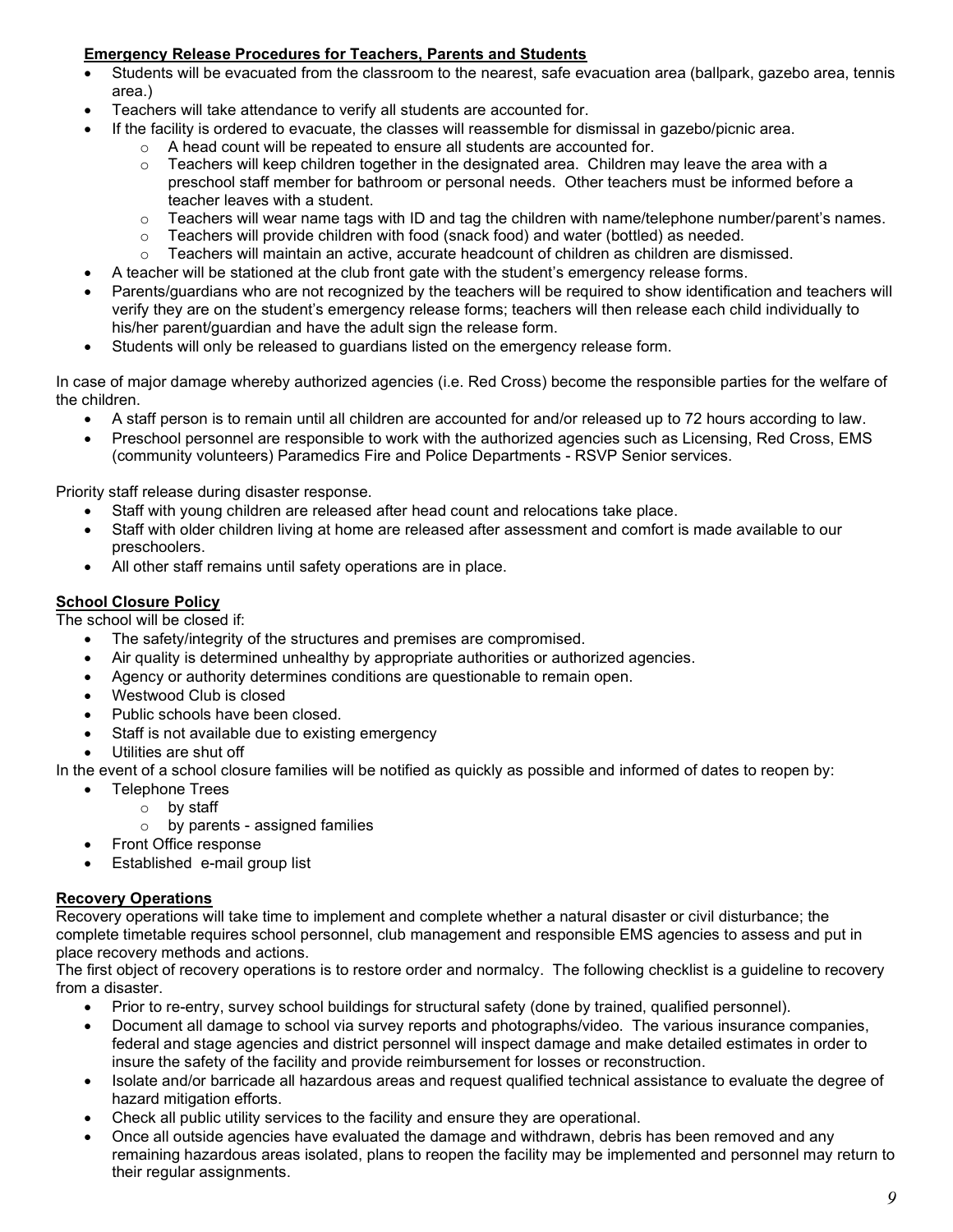**Emergency Release Procedures for Teachers, Parents and Students**

- Students will be evacuated from the classroom to the nearest, safe evacuation area (ballpark, gazebo area, tennis area.)
- Teachers will take attendance to verify all students are accounted for.
- If the facility is ordered to evacuate, the classes will reassemble for dismissal in gazebo/picnic area.
    - A head count will be repeated to ensure all students are accounted for.
    - Teachers will keep children together in the designated area. Children may leave the area with a preschool staff member for bathroom or personal needs. Other teachers must be informed before a teacher leaves with a student.
    - Teachers will wear name tags with ID and tag the children with name/telephone number/parent's names.
    - Teachers will provide children with food (snack food) and water (bottled) as needed.
    - Teachers will maintain an active, accurate headcount of children as children are dismissed.
- A teacher will be stationed at the club front gate with the student's emergency release forms.
- Parents/guardians who are not recognized by the teachers will be required to show identification and teachers will verify they are on the student's emergency release forms; teachers will then release each child individually to his/her parent/guardian and have the adult sign the release form.
- Students will only be released to guardians listed on the emergency release form.

In case of major damage whereby authorized agencies (i.e. Red Cross) become the responsible parties for the welfare of the children.

- A staff person is to remain until all children are accounted for and/or released up to 72 hours according to law.
- Preschool personnel are responsible to work with the authorized agencies such as Licensing, Red Cross, EMS (community volunteers) Paramedics Fire and Police Departments - RSVP Senior services.

Priority staff release during disaster response.

- Staff with young children are released after head count and relocations take place.
- Staff with older children living at home are released after assessment and comfort is made available to our preschoolers.
- All other staff remains until safety operations are in place.

**School Closure Policy**

The school will be closed if:

- The safety/integrity of the structures and premises are compromised.
- Air quality is determined unhealthy by appropriate authorities or authorized agencies.
- Agency or authority determines conditions are questionable to remain open.
- Westwood Club is closed
- Public schools have been closed.
- Staff is not available due to existing emergency
- Utilities are shut off

In the event of a school closure families will be notified as quickly as possible and informed of dates to reopen by:

- Telephone Trees
    - by staff
    - by parents - assigned families
- Front Office response
- Established e-mail group list

**Recovery Operations**

Recovery operations will take time to implement and complete whether a natural disaster or civil disturbance; the complete timetable requires school personnel, club management and responsible EMS agencies to assess and put in place recovery methods and actions.

The first object of recovery operations is to restore order and normalcy. The following checklist is a guideline to recovery from a disaster.

- Prior to re-entry, survey school buildings for structural safety (done by trained, qualified personnel).
- Document all damage to school via survey reports and photographs/video. The various insurance companies, federal and stage agencies and district personnel will inspect damage and make detailed estimates in order to insure the safety of the facility and provide reimbursement for losses or reconstruction.
- Isolate and/or barricade all hazardous areas and request qualified technical assistance to evaluate the degree of hazard mitigation efforts.
- Check all public utility services to the facility and ensure they are operational.
- Once all outside agencies have evaluated the damage and withdrawn, debris has been removed and any remaining hazardous areas isolated, plans to reopen the facility may be implemented and personnel may return to their regular assignments.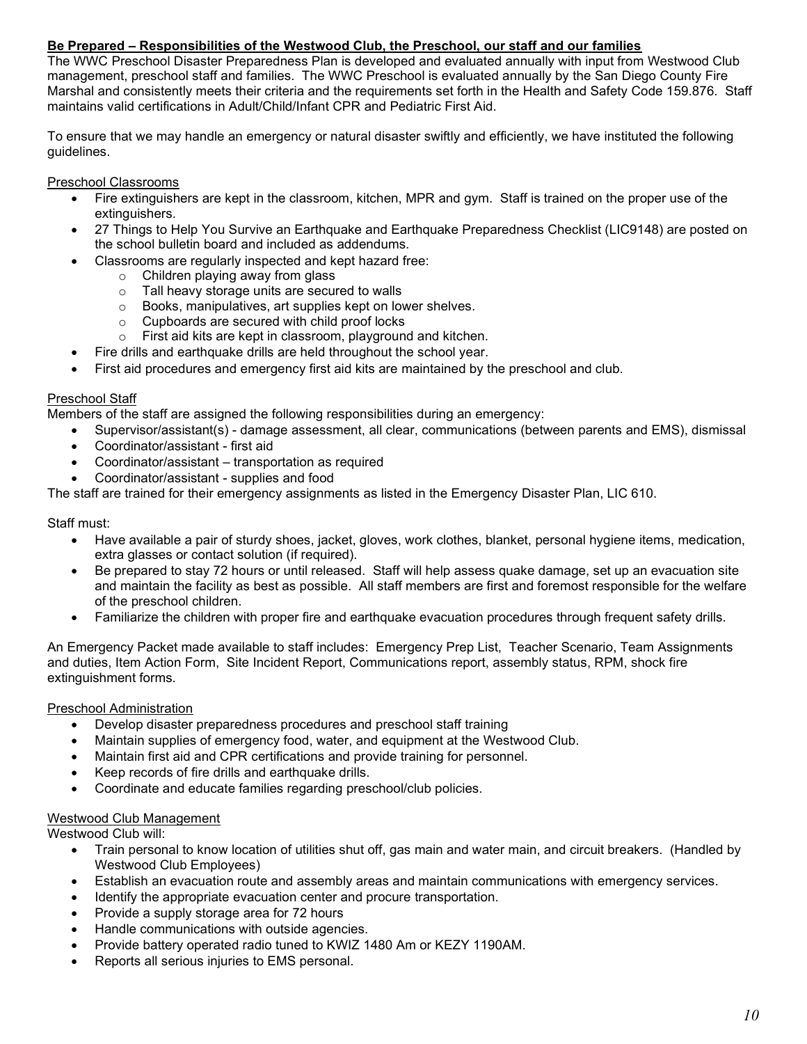**Be Prepared – Responsibilities of the Westwood Club, the Preschool, our staff and our families**

The WWC Preschool Disaster Preparedness Plan is developed and evaluated annually with input from Westwood Club management, preschool staff and families. The WWC Preschool is evaluated annually by the San Diego County Fire Marshal and consistently meets their criteria and the requirements set forth in the Health and Safety Code 159.876. Staff maintains valid certifications in Adult/Child/Infant CPR and Pediatric First Aid.

To ensure that we may handle an emergency or natural disaster swiftly and efficiently, we have instituted the following guidelines.

Preschool Classrooms

- Fire extinguishers are kept in the classroom, kitchen, MPR and gym. Staff is trained on the proper use of the extinguishers.
- 27 Things to Help You Survive an Earthquake and Earthquake Preparedness Checklist (LIC9148) are posted on the school bulletin board and included as addendums.
- Classrooms are regularly inspected and kept hazard free:
  - Children playing away from glass
  - Tall heavy storage units are secured to walls
  - Books, manipulatives, art supplies kept on lower shelves.
  - Cupboards are secured with child proof locks
  - First aid kits are kept in classroom, playground and kitchen.
- Fire drills and earthquake drills are held throughout the school year.
- First aid procedures and emergency first aid kits are maintained by the preschool and club.

Preschool Staff

Members of the staff are assigned the following responsibilities during an emergency:

- Supervisor/assistant(s) - damage assessment, all clear, communications (between parents and EMS), dismissal
- Coordinator/assistant - first aid
- Coordinator/assistant – transportation as required
- Coordinator/assistant - supplies and food

The staff are trained for their emergency assignments as listed in the Emergency Disaster Plan, LIC 610.

Staff must:

- Have available a pair of sturdy shoes, jacket, gloves, work clothes, blanket, personal hygiene items, medication, extra glasses or contact solution (if required).
- Be prepared to stay 72 hours or until released. Staff will help assess quake damage, set up an evacuation site and maintain the facility as best as possible. All staff members are first and foremost responsible for the welfare of the preschool children.
- Familiarize the children with proper fire and earthquake evacuation procedures through frequent safety drills.

An Emergency Packet made available to staff includes: Emergency Prep List, Teacher Scenario, Team Assignments and duties, Item Action Form, Site Incident Report, Communications report, assembly status, RPM, shock fire extinguishment forms.

Preschool Administration

- Develop disaster preparedness procedures and preschool staff training
- Maintain supplies of emergency food, water, and equipment at the Westwood Club.
- Maintain first aid and CPR certifications and provide training for personnel.
- Keep records of fire drills and earthquake drills.
- Coordinate and educate families regarding preschool/club policies.

Westwood Club Management

Westwood Club will:

- Train personal to know location of utilities shut off, gas main and water main, and circuit breakers. (Handled by Westwood Club Employees)
- Establish an evacuation route and assembly areas and maintain communications with emergency services.
- Identify the appropriate evacuation center and procure transportation.
- Provide a supply storage area for 72 hours
- Handle communications with outside agencies.
- Provide battery operated radio tuned to KWIZ 1480 Am or KEZY 1190AM.
- Reports all serious injuries to EMS personal.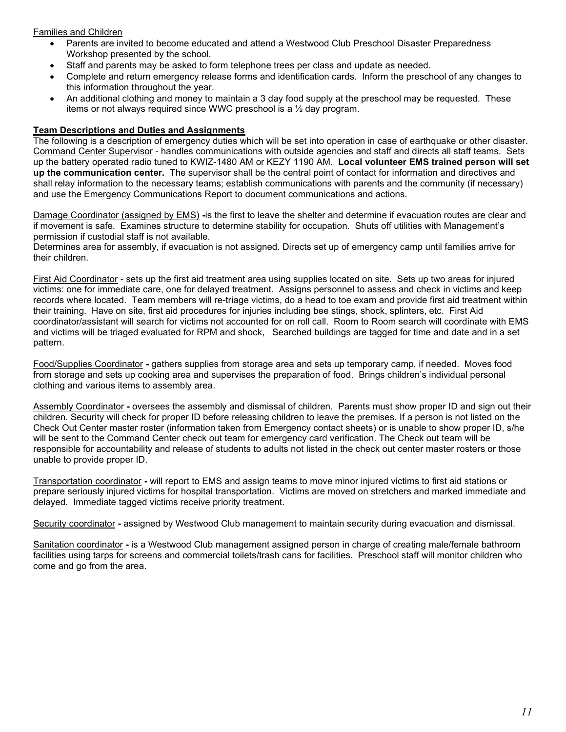Families and Children

- Parents are invited to become educated and attend a Westwood Club Preschool Disaster Preparedness Workshop presented by the school.
- Staff and parents may be asked to form telephone trees per class and update as needed.
- Complete and return emergency release forms and identification cards. Inform the preschool of any changes to this information throughout the year.
- An additional clothing and money to maintain a 3 day food supply at the preschool may be requested. These items or not always required since WWC preschool is a ½ day program.

**Team Descriptions and Duties and Assignments**

The following is a description of emergency duties which will be set into operation in case of earthquake or other disaster.

Command Center Supervisor - handles communications with outside agencies and staff and directs all staff teams. Sets up the battery operated radio tuned to KWIZ-1480 AM or KEZY 1190 AM. **Local volunteer EMS trained person will set up the communication center.** The supervisor shall be the central point of contact for information and directives and shall relay information to the necessary teams; establish communications with parents and the community (if necessary) and use the Emergency Communications Report to document communications and actions.

Damage Coordinator (assigned by EMS) **-**is the first to leave the shelter and determine if evacuation routes are clear and if movement is safe. Examines structure to determine stability for occupation. Shuts off utilities with Management's permission if custodial staff is not available.
Determines area for assembly, if evacuation is not assigned. Directs set up of emergency camp until families arrive for their children.

First Aid Coordinator - sets up the first aid treatment area using supplies located on site. Sets up two areas for injured victims: one for immediate care, one for delayed treatment. Assigns personnel to assess and check in victims and keep records where located. Team members will re-triage victims, do a head to toe exam and provide first aid treatment within their training. Have on site, first aid procedures for injuries including bee stings, shock, splinters, etc. First Aid coordinator/assistant will search for victims not accounted for on roll call. Room to Room search will coordinate with EMS and victims will be triaged evaluated for RPM and shock, Searched buildings are tagged for time and date and in a set pattern.

Food/Supplies Coordinator **-** gathers supplies from storage area and sets up temporary camp, if needed. Moves food from storage and sets up cooking area and supervises the preparation of food. Brings children's individual personal clothing and various items to assembly area.

Assembly Coordinator **-** oversees the assembly and dismissal of children. Parents must show proper ID and sign out their children. Security will check for proper ID before releasing children to leave the premises. If a person is not listed on the Check Out Center master roster (information taken from Emergency contact sheets) or is unable to show proper ID, s/he will be sent to the Command Center check out team for emergency card verification. The Check out team will be responsible for accountability and release of students to adults not listed in the check out center master rosters or those unable to provide proper ID.

Transportation coordinator **-** will report to EMS and assign teams to move minor injured victims to first aid stations or prepare seriously injured victims for hospital transportation. Victims are moved on stretchers and marked immediate and delayed. Immediate tagged victims receive priority treatment.

Security coordinator **-** assigned by Westwood Club management to maintain security during evacuation and dismissal.

Sanitation coordinator **-** is a Westwood Club management assigned person in charge of creating male/female bathroom facilities using tarps for screens and commercial toilets/trash cans for facilities. Preschool staff will monitor children who come and go from the area.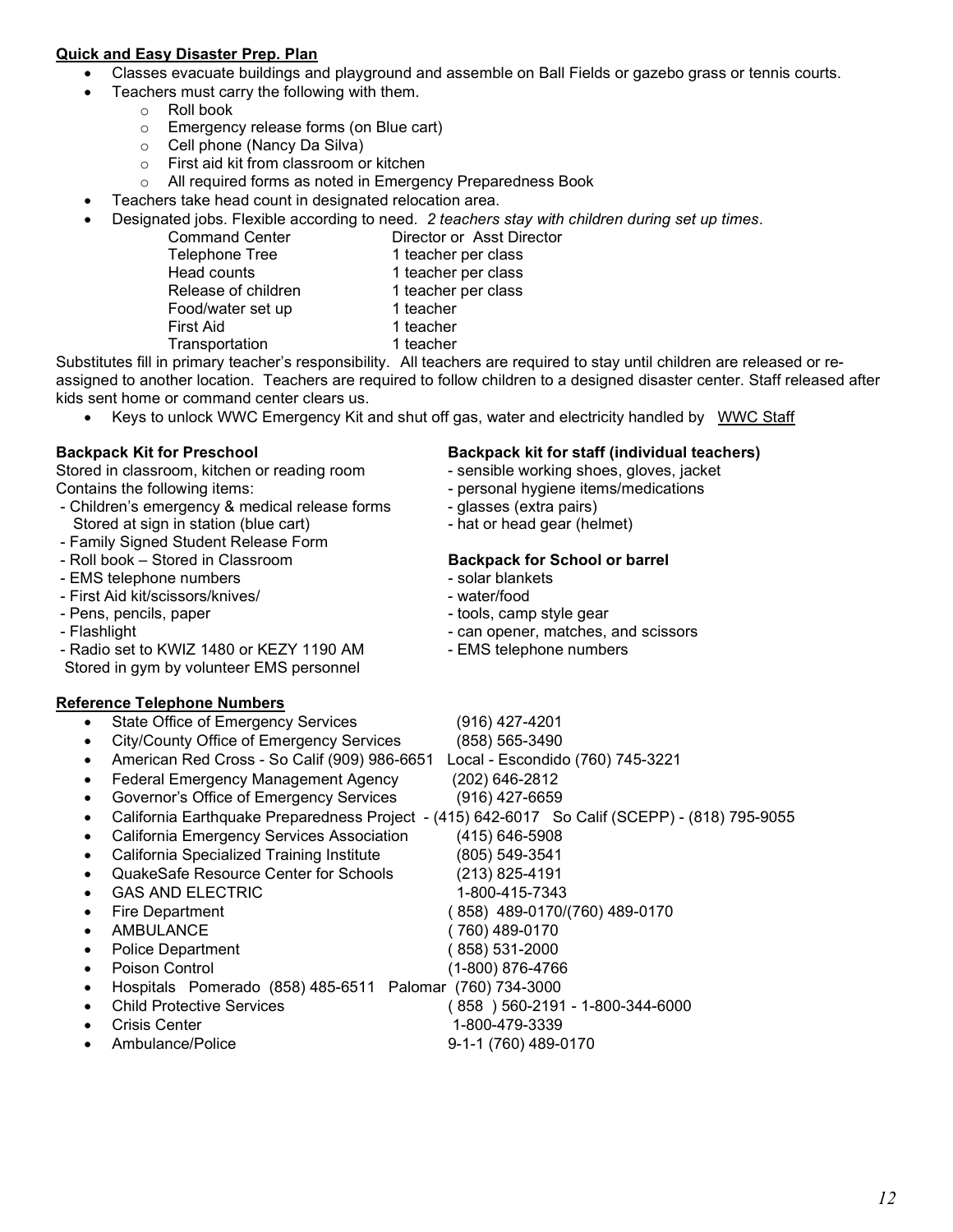**Quick and Easy Disaster Prep. Plan**

- Classes evacuate buildings and playground and assemble on Ball Fields or gazebo grass or tennis courts.
- Teachers must carry the following with them.
  - Roll book
  - Emergency release forms (on Blue cart)
  - Cell phone (Nancy Da Silva)
  - First aid kit from classroom or kitchen
  - All required forms as noted in Emergency Preparedness Book
- Teachers take head count in designated relocation area.
- Designated jobs. Flexible according to need. *2 teachers stay with children during set up times*.

| | |
|---|---|
| Command Center | Director or Asst Director |
| Telephone Tree | 1 teacher per class |
| Head counts | 1 teacher per class |
| Release of children | 1 teacher per class |
| Food/water set up | 1 teacher |
| First Aid | 1 teacher |
| Transportation | 1 teacher |

Substitutes fill in primary teacher's responsibility. All teachers are required to stay until children are released or re-assigned to another location. Teachers are required to follow children to a designed disaster center. Staff released after kids sent home or command center clears us.

- Keys to unlock WWC Emergency Kit and shut off gas, water and electricity handled by <u>WWC Staff</u>

**Backpack Kit for Preschool**

Stored in classroom, kitchen or reading room
Contains the following items:

- Children's emergency & medical release forms Stored at sign in station (blue cart)
- Family Signed Student Release Form
- Roll book – Stored in Classroom
- EMS telephone numbers
- First Aid kit/scissors/knives/
- Pens, pencils, paper
- Flashlight
- Radio set to KWIZ 1480 or KEZY 1190 AM Stored in gym by volunteer EMS personnel

**Backpack kit for staff (individual teachers)**

- sensible working shoes, gloves, jacket
- personal hygiene items/medications
- glasses (extra pairs)
- hat or head gear (helmet)

**Backpack for School or barrel**

- solar blankets
- water/food
- tools, camp style gear
- can opener, matches, and scissors
- EMS telephone numbers

**Reference Telephone Numbers**

- State Office of Emergency Services (916) 427-4201
- City/County Office of Emergency Services (858) 565-3490
- American Red Cross - So Calif (909) 986-6651 Local - Escondido (760) 745-3221
- Federal Emergency Management Agency (202) 646-2812
- Governor's Office of Emergency Services (916) 427-6659
- California Earthquake Preparedness Project - (415) 642-6017 So Calif (SCEPP) - (818) 795-9055
- California Emergency Services Association (415) 646-5908
- California Specialized Training Institute (805) 549-3541
- QuakeSafe Resource Center for Schools (213) 825-4191
- GAS AND ELECTRIC 1-800-415-7343
- Fire Department ( 858) 489-0170/(760) 489-0170
- AMBULANCE ( 760) 489-0170
- Police Department ( 858) 531-2000
- Poison Control (1-800) 876-4766
- Hospitals Pomerado (858) 485-6511 Palomar (760) 734-3000
- Child Protective Services ( 858 ) 560-2191 - 1-800-344-6000
- Crisis Center 1-800-479-3339
- Ambulance/Police 9-1-1 (760) 489-0170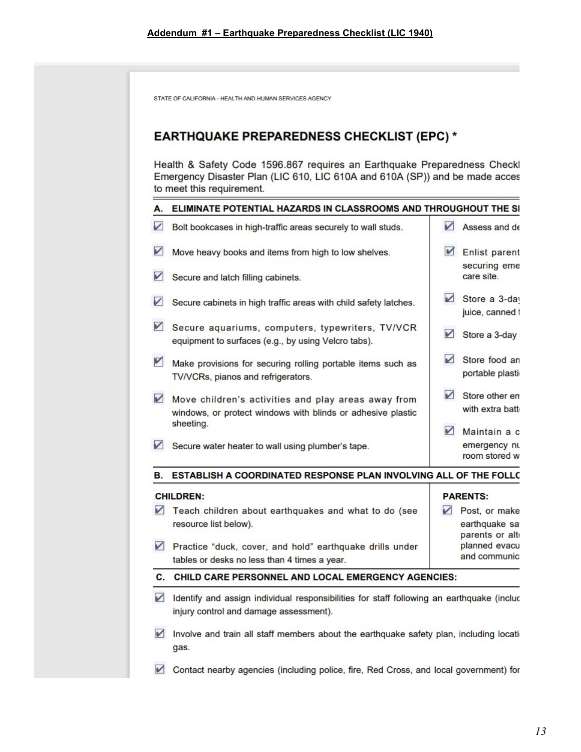**Addendum #1 – Earthquake Preparedness Checklist (LIC 1940)**

STATE OF CALIFORNIA - HEALTH AND HUMAN SERVICES AGENCY

## EARTHQUAKE PREPAREDNESS CHECKLIST (EPC) *

Health & Safety Code 1596.867 requires an Earthquake Preparedness Checkl
Emergency Disaster Plan (LIC 610, LIC 610A and 610A (SP)) and be made acces
to meet this requirement.

### A. ELIMINATE POTENTIAL HAZARDS IN CLASSROOMS AND THROUGHOUT THE SI

- ☑ Bolt bookcases in high-traffic areas securely to wall studs.
- ☑ Move heavy books and items from high to low shelves.
- ☑ Secure and latch filling cabinets.
- ☑ Secure cabinets in high traffic areas with child safety latches.
- ☑ Secure aquariums, computers, typewriters, TV/VCR equipment to surfaces (e.g., by using Velcro tabs).
- ☑ Make provisions for securing rolling portable items such as TV/VCRs, pianos and refrigerators.
- ☑ Move children's activities and play areas away from windows, or protect windows with blinds or adhesive plastic sheeting.
- ☑ Secure water heater to wall using plumber's tape.
- ☑ Assess and de
- ☑ Enlist parent securing eme care site.
- ☑ Store a 3-day juice, canned
- ☑ Store a 3-day
- ☑ Store food an portable plasti
- ☑ Store other en with extra batt
- ☑ Maintain a c emergency nu room stored w

### B. ESTABLISH A COORDINATED RESPONSE PLAN INVOLVING ALL OF THE FOLLO

**CHILDREN:**

- ☑ Teach children about earthquakes and what to do (see resource list below).
- ☑ Practice "duck, cover, and hold" earthquake drills under tables or desks no less than 4 times a year.

**PARENTS:**

- ☑ Post, or make earthquake sa parents or alt planned evacu and communic

### C. CHILD CARE PERSONNEL AND LOCAL EMERGENCY AGENCIES:

- ☑ Identify and assign individual responsibilities for staff following an earthquake (incluc injury control and damage assessment).
- ☑ Involve and train all staff members about the earthquake safety plan, including locati gas.
- ☑ Contact nearby agencies (including police, fire, Red Cross, and local government) for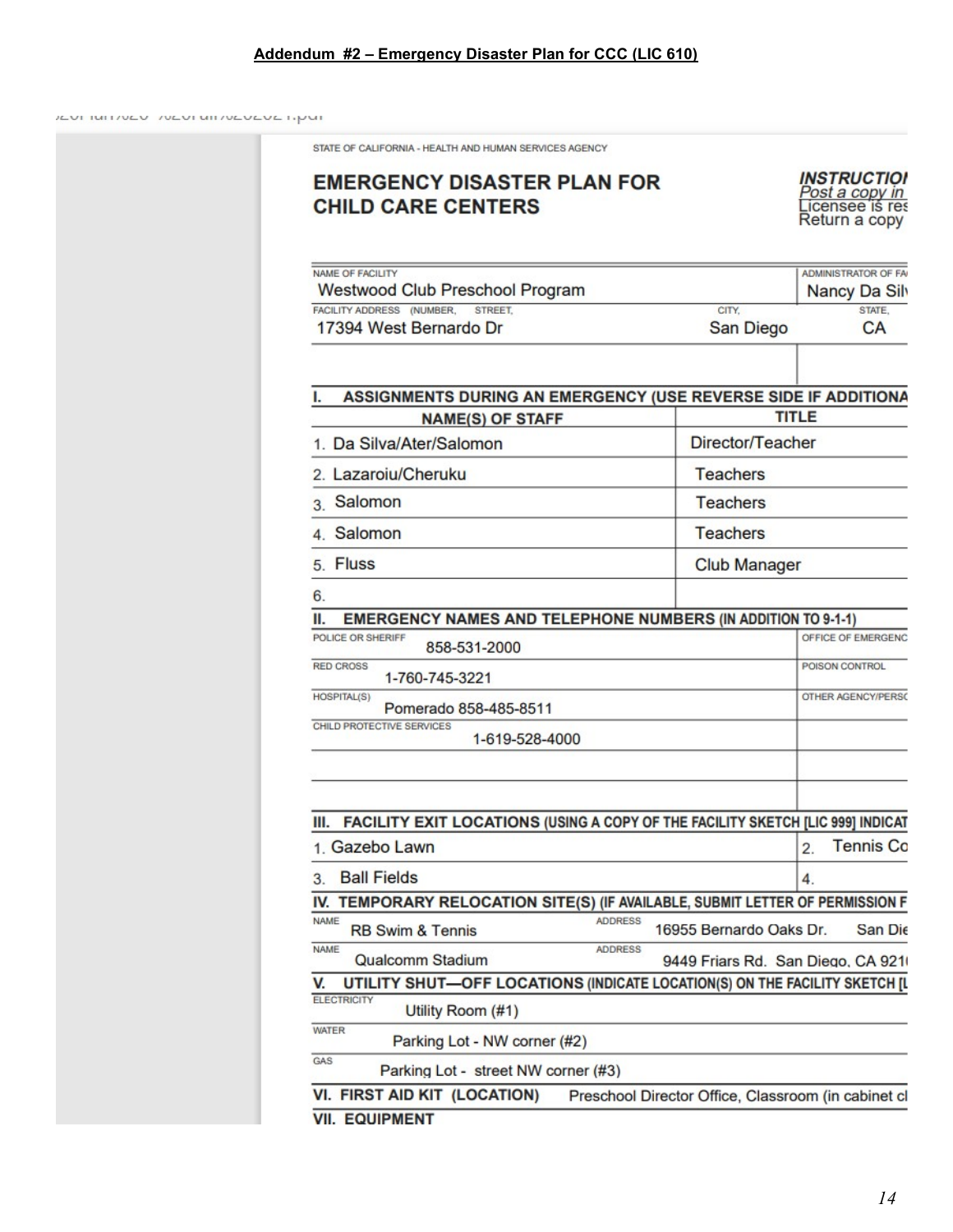**Addendum #2 – Emergency Disaster Plan for CCC (LIC 610)**

STATE OF CALIFORNIA - HEALTH AND HUMAN SERVICES AGENCY

# EMERGENCY DISASTER PLAN FOR CHILD CARE CENTERS

***INSTRUCTIO***
*Post a copy in*
Licensee is res
Return a copy

| NAME OF FACILITY | ADMINISTRATOR OF FA |
|---|---|
| Westwood Club Preschool Program | Nancy Da Sil |

| FACILITY ADDRESS (NUMBER, STREET, | CITY, | STATE, |
|---|---|---|
| 17394 West Bernardo Dr | San Diego | CA |

## I. ASSIGNMENTS DURING AN EMERGENCY (USE REVERSE SIDE IF ADDITIONA

| NAME(S) OF STAFF | TITLE |
|---|---|
| 1. Da Silva/Ater/Salomon | Director/Teacher |
| 2. Lazaroiu/Cheruku | Teachers |
| 3. Salomon | Teachers |
| 4. Salomon | Teachers |
| 5. Fluss | Club Manager |
| 6. | |

## II. EMERGENCY NAMES AND TELEPHONE NUMBERS (IN ADDITION TO 9-1-1)

| | |
|---|---|
| POLICE OR SHERIFF 858-531-2000 | OFFICE OF EMERGENC |
| RED CROSS 1-760-745-3221 | POISON CONTROL |
| HOSPITAL(S) Pomerado 858-485-8511 | OTHER AGENCY/PERS |
| CHILD PROTECTIVE SERVICES 1-619-528-4000 | |

## III. FACILITY EXIT LOCATIONS (USING A COPY OF THE FACILITY SKETCH [LIC 999] INDICAT

| | |
|---|---|
| 1. Gazebo Lawn | 2. Tennis Co |
| 3. Ball Fields | 4. |

## IV. TEMPORARY RELOCATION SITE(S) (IF AVAILABLE, SUBMIT LETTER OF PERMISSION F

| NAME | ADDRESS |
|---|---|
| RB Swim & Tennis | 16955 Bernardo Oaks Dr. San Die |
| Qualcomm Stadium | 9449 Friars Rd. San Diego, CA 921 |

## V. UTILITY SHUT—OFF LOCATIONS (INDICATE LOCATION(S) ON THE FACILITY SKETCH [L

ELECTRICITY: Utility Room (#1)

WATER: Parking Lot - NW corner (#2)

GAS: Parking Lot - street NW corner (#3)

## VI. FIRST AID KIT (LOCATION)

Preschool Director Office, Classroom (in cabinet cl

## VII. EQUIPMENT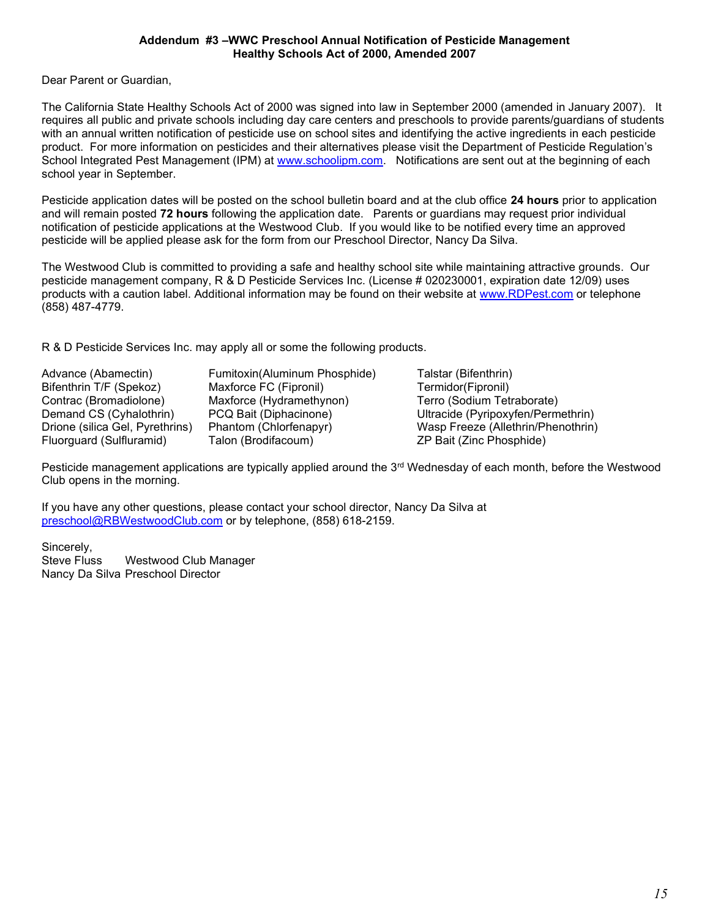**Addendum #3 –WWC Preschool Annual Notification of Pesticide Management**
**Healthy Schools Act of 2000, Amended 2007**

Dear Parent or Guardian,

The California State Healthy Schools Act of 2000 was signed into law in September 2000 (amended in January 2007). It requires all public and private schools including day care centers and preschools to provide parents/guardians of students with an annual written notification of pesticide use on school sites and identifying the active ingredients in each pesticide product. For more information on pesticides and their alternatives please visit the Department of Pesticide Regulation's School Integrated Pest Management (IPM) at www.schoolipm.com. Notifications are sent out at the beginning of each school year in September.

Pesticide application dates will be posted on the school bulletin board and at the club office **24 hours** prior to application and will remain posted **72 hours** following the application date. Parents or guardians may request prior individual notification of pesticide applications at the Westwood Club. If you would like to be notified every time an approved pesticide will be applied please ask for the form from our Preschool Director, Nancy Da Silva.

The Westwood Club is committed to providing a safe and healthy school site while maintaining attractive grounds. Our pesticide management company, R & D Pesticide Services Inc. (License # 020230001, expiration date 12/09) uses products with a caution label. Additional information may be found on their website at www.RDPest.com or telephone (858) 487-4779.

R & D Pesticide Services Inc. may apply all or some the following products.

| | | |
|---|---|---|
| Advance (Abamectin) | Fumitoxin(Aluminum Phosphide) | Talstar (Bifenthrin) |
| Bifenthrin T/F (Spekoz) | Maxforce FC (Fipronil) | Termidor(Fipronil) |
| Contrac (Bromadiolone) | Maxforce (Hydramethynon) | Terro (Sodium Tetraborate) |
| Demand CS (Cyhalothrin) | PCQ Bait (Diphacinone) | Ultracide (Pyripoxyfen/Permethrin) |
| Drione (silica Gel, Pyrethrins) | Phantom (Chlorfenapyr) | Wasp Freeze (Allethrin/Phenothrin) |
| Fluorguard (Sulfluramid) | Talon (Brodifacoum) | ZP Bait (Zinc Phosphide) |

Pesticide management applications are typically applied around the 3rd Wednesday of each month, before the Westwood Club opens in the morning.

If you have any other questions, please contact your school director, Nancy Da Silva at preschool@RBWestwoodClub.com or by telephone, (858) 618-2159.

Sincerely,
Steve Fluss  Westwood Club Manager
Nancy Da Silva Preschool Director